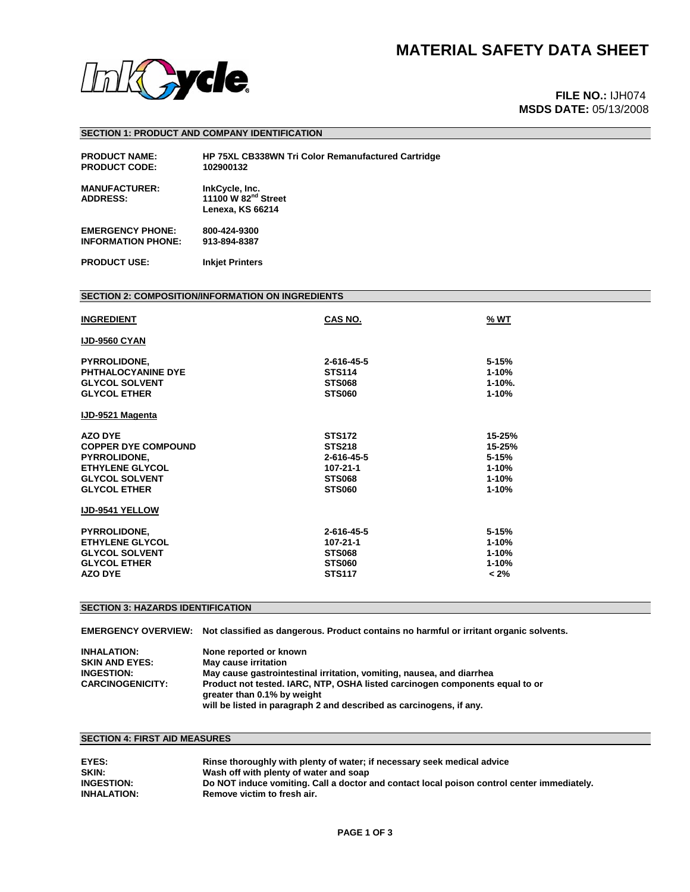# MATERIAL SAFETY DATA SHEET

**FILE NO.:** IJH074
**MSDS DATE:** 05/13/2008

## SECTION 1: PRODUCT AND COMPANY IDENTIFICATION

**PRODUCT NAME:** HP 75XL CB338WN Tri Color Remanufactured Cartridge
**PRODUCT CODE:** 102900132

**MANUFACTURER:** InkCycle, Inc.
**ADDRESS:** 11100 W 82nd Street
Lenexa, KS 66214

**EMERGENCY PHONE:** 800-424-9300
**INFORMATION PHONE:** 913-894-8387

**PRODUCT USE:** Inkjet Printers

## SECTION 2: COMPOSITION/INFORMATION ON INGREDIENTS

| INGREDIENT | CAS NO. | % WT |
|---|---|---|
| **IJD-9560 CYAN** | | |
| PYRROLIDONE, | 2-616-45-5 | 5-15% |
| PHTHALOCYANINE DYE | STS114 | 1-10% |
| GLYCOL SOLVENT | STS068 | 1-10%. |
| GLYCOL ETHER | STS060 | 1-10% |
| **IJD-9521 Magenta** | | |
| AZO DYE | STS172 | 15-25% |
| COPPER DYE COMPOUND | STS218 | 15-25% |
| PYRROLIDONE, | 2-616-45-5 | 5-15% |
| ETHYLENE GLYCOL | 107-21-1 | 1-10% |
| GLYCOL SOLVENT | STS068 | 1-10% |
| GLYCOL ETHER | STS060 | 1-10% |
| **IJD-9541 YELLOW** | | |
| PYRROLIDONE, | 2-616-45-5 | 5-15% |
| ETHYLENE GLYCOL | 107-21-1 | 1-10% |
| GLYCOL SOLVENT | STS068 | 1-10% |
| GLYCOL ETHER | STS060 | 1-10% |
| AZO DYE | STS117 | < 2% |

## SECTION 3: HAZARDS IDENTIFICATION

**EMERGENCY OVERVIEW:** Not classified as dangerous. Product contains no harmful or irritant organic solvents.

**INHALATION:** None reported or known
**SKIN AND EYES:** May cause irritation
**INGESTION:** May cause gastrointestinal irritation, vomiting, nausea, and diarrhea
**CARCINOGENICITY:** Product not tested. IARC, NTP, OSHA listed carcinogen components equal to or greater than 0.1% by weight will be listed in paragraph 2 and described as carcinogens, if any.

## SECTION 4: FIRST AID MEASURES

**EYES:** Rinse thoroughly with plenty of water; if necessary seek medical advice
**SKIN:** Wash off with plenty of water and soap
**INGESTION:** Do NOT induce vomiting. Call a doctor and contact local poison control center immediately.
**INHALATION:** Remove victim to fresh air.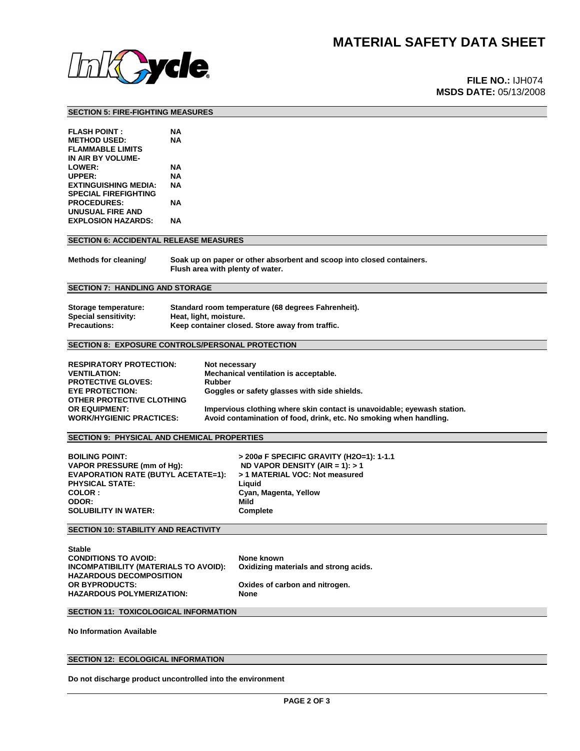# MATERIAL SAFETY DATA SHEET

**FILE NO.:** IJH074
**MSDS DATE:** 05/13/2008

## SECTION 5: FIRE-FIGHTING MEASURES

| | |
|---|---|
| **FLASH POINT :** | **NA** |
| **METHOD USED:** | **NA** |
| **FLAMMABLE LIMITS IN AIR BY VOLUME-** | |
| **LOWER:** | **NA** |
| **UPPER:** | **NA** |
| **EXTINGUISHING MEDIA:** | **NA** |
| **SPECIAL FIREFIGHTING PROCEDURES:** | **NA** |
| **UNUSUAL FIRE AND EXPLOSION HAZARDS:** | **NA** |

## SECTION 6: ACCIDENTAL RELEASE MEASURES

**Methods for cleaning/** **Soak up on paper or other absorbent and scoop into closed containers. Flush area with plenty of water.**

## SECTION 7: HANDLING AND STORAGE

| | |
|---|---|
| **Storage temperature:** | **Standard room temperature (68 degrees Fahrenheit).** |
| **Special sensitivity:** | **Heat, light, moisture.** |
| **Precautions:** | **Keep container closed. Store away from traffic.** |

## SECTION 8: EXPOSURE CONTROLS/PERSONAL PROTECTION

| | |
|---|---|
| **RESPIRATORY PROTECTION:** | **Not necessary** |
| **VENTILATION:** | **Mechanical ventilation is acceptable.** |
| **PROTECTIVE GLOVES:** | **Rubber** |
| **EYE PROTECTION:** | **Goggles or safety glasses with side shields.** |
| **OTHER PROTECTIVE CLOTHING OR EQUIPMENT:** | **Impervious clothing where skin contact is unavoidable; eyewash station.** |
| **WORK/HYGIENIC PRACTICES:** | **Avoid contamination of food, drink, etc. No smoking when handling.** |

## SECTION 9: PHYSICAL AND CHEMICAL PROPERTIES

| | |
|---|---|
| **BOILING POINT:** | **> 200ø F SPECIFIC GRAVITY (H2O=1): 1-1.1** |
| **VAPOR PRESSURE (mm of Hg):** | **ND VAPOR DENSITY (AIR = 1): > 1** |
| **EVAPORATION RATE (BUTYL ACETATE=1):** | **> 1 MATERIAL VOC: Not measured** |
| **PHYSICAL STATE:** | **Liquid** |
| **COLOR :** | **Cyan, Magenta, Yellow** |
| **ODOR:** | **Mild** |
| **SOLUBILITY IN WATER:** | **Complete** |

## SECTION 10: STABILITY AND REACTIVITY

**Stable**

| | |
|---|---|
| **CONDITIONS TO AVOID:** | **None known** |
| **INCOMPATIBILITY (MATERIALS TO AVOID):** | **Oxidizing materials and strong acids.** |
| **HAZARDOUS DECOMPOSITION OR BYPRODUCTS:** | **Oxides of carbon and nitrogen.** |
| **HAZARDOUS POLYMERIZATION:** | **None** |

## SECTION 11: TOXICOLOGICAL INFORMATION

**No Information Available**

## SECTION 12: ECOLOGICAL INFORMATION

**Do not discharge product uncontrolled into the environment**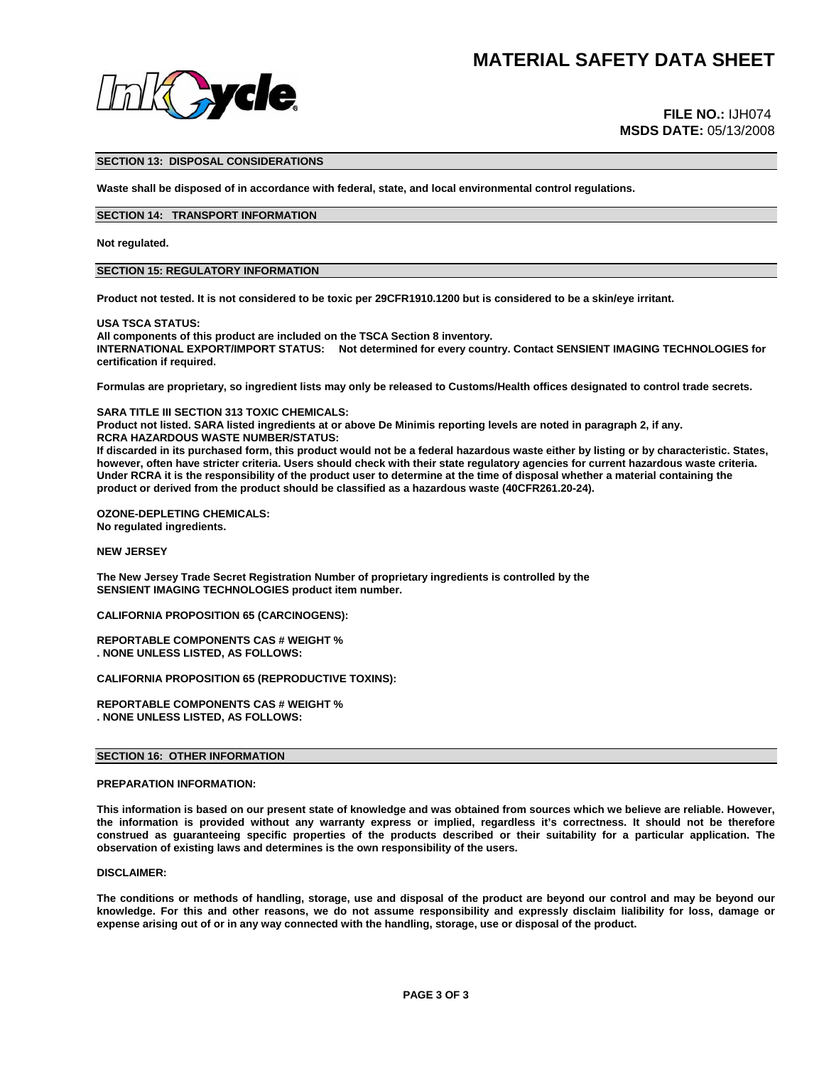# MATERIAL SAFETY DATA SHEET

**FILE NO.:** IJH074
**MSDS DATE:** 05/13/2008

## SECTION 13: DISPOSAL CONSIDERATIONS

**Waste shall be disposed of in accordance with federal, state, and local environmental control regulations.**

## SECTION 14: TRANSPORT INFORMATION

**Not regulated.**

## SECTION 15: REGULATORY INFORMATION

**Product not tested. It is not considered to be toxic per 29CFR1910.1200 but is considered to be a skin/eye irritant.**

**USA TSCA STATUS:**
**All components of this product are included on the TSCA Section 8 inventory.**
**INTERNATIONAL EXPORT/IMPORT STATUS: Not determined for every country. Contact SENSIENT IMAGING TECHNOLOGIES for certification if required.**

**Formulas are proprietary, so ingredient lists may only be released to Customs/Health offices designated to control trade secrets.**

**SARA TITLE III SECTION 313 TOXIC CHEMICALS:**
**Product not listed. SARA listed ingredients at or above De Minimis reporting levels are noted in paragraph 2, if any.**
**RCRA HAZARDOUS WASTE NUMBER/STATUS:**
**If discarded in its purchased form, this product would not be a federal hazardous waste either by listing or by characteristic. States, however, often have stricter criteria. Users should check with their state regulatory agencies for current hazardous waste criteria. Under RCRA it is the responsibility of the product user to determine at the time of disposal whether a material containing the product or derived from the product should be classified as a hazardous waste (40CFR261.20-24).**

**OZONE-DEPLETING CHEMICALS:**
**No regulated ingredients.**

**NEW JERSEY**

**The New Jersey Trade Secret Registration Number of proprietary ingredients is controlled by the SENSIENT IMAGING TECHNOLOGIES product item number.**

**CALIFORNIA PROPOSITION 65 (CARCINOGENS):**

**REPORTABLE COMPONENTS CAS # WEIGHT %**
**. NONE UNLESS LISTED, AS FOLLOWS:**

**CALIFORNIA PROPOSITION 65 (REPRODUCTIVE TOXINS):**

**REPORTABLE COMPONENTS CAS # WEIGHT %**
**. NONE UNLESS LISTED, AS FOLLOWS:**

## SECTION 16: OTHER INFORMATION

**PREPARATION INFORMATION:**

**This information is based on our present state of knowledge and was obtained from sources which we believe are reliable. However, the information is provided without any warranty express or implied, regardless it's correctness. It should not be therefore construed as guaranteeing specific properties of the products described or their suitability for a particular application. The observation of existing laws and determines is the own responsibility of the users.**

**DISCLAIMER:**

**The conditions or methods of handling, storage, use and disposal of the product are beyond our control and may be beyond our knowledge. For this and other reasons, we do not assume responsibility and expressly disclaim lialibility for loss, damage or expense arising out of or in any way connected with the handling, storage, use or disposal of the product.**